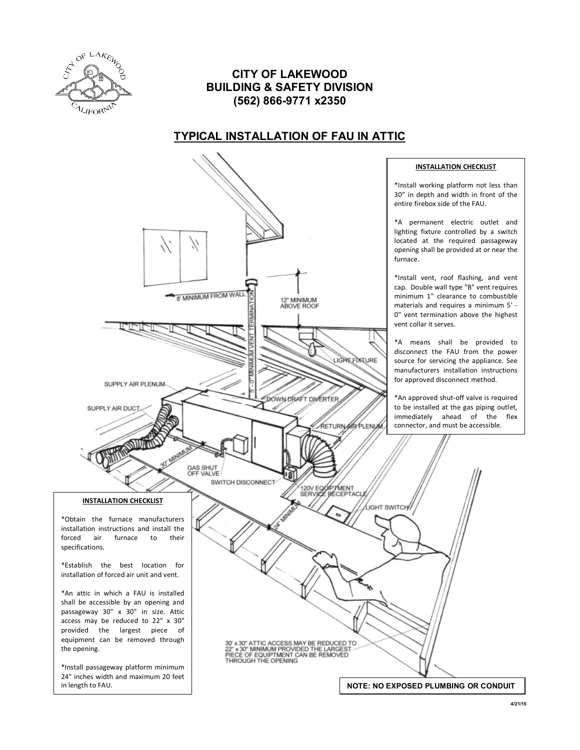# CITY OF LAKEWOOD
## BUILDING & SAFETY DIVISION
## (562) 866-9771 x2350

## TYPICAL INSTALLATION OF FAU IN ATTIC

8' MINIMUM FROM WALL

12" MINIMUM ABOVE ROOF

5'-0" MINIMUM VENT TERMINATION

LIGHT FIXTURE

SUPPLY AIR PLENUM

DOWN DRAFT DIVERTER

SUPPLY AIR DUCT

RETURN AIR PLENUM

30" MINIMUM

GAS SHUT OFF VALVE

SWITCH DISCONNECT

120V EQUIPTMENT SERVICE RECEPTACLE

LIGHT SWITCH

24" MINIMUM

30' x 30" ATTIC ACCESS MAY BE REDUCED TO 22" x 30" MINIMUM PROVIDED THE LARGEST PIECE OF EQUIPTMENT CAN BE REMOVED THROUGH THE OPENING

**INSTALLATION CHECKLIST**

*Install working platform not less than 30" in depth and width in front of the entire firebox side of the FAU.

*A permanent electric outlet and lighting fixture controlled by a switch located at the required passageway opening shall be provided at or near the furnace.

*Install vent, roof flashing, and vent cap. Double wall type "B" vent requires minimum 1" clearance to combustible materials and requires a minimum 5' - 0" vent termination above the highest vent collar it serves.

*A means shall be provided to disconnect the FAU from the power source for servicing the appliance. See manufacturers installation instructions for approved disconnect method.

*An approved shut-off valve is required to be installed at the gas piping outlet, immediately ahead of the flex connector, and must be accessible.

**INSTALLATION CHECKLIST**

*Obtain the furnace manufacturers installation instructions and install the forced air furnace to their specifications.

*Establish the best location for installation of forced air unit and vent.

*An attic in which a FAU is installed shall be accessible by an opening and passageway 30" x 30" in size. Attic access may be reduced to 22" x 30" provided the largest piece of equipment can be removed through the opening.

*Install passageway platform minimum 24" inches width and maximum 20 feet in length to FAU.

**NOTE: NO EXPOSED PLUMBING OR CONDUIT**

4/21/15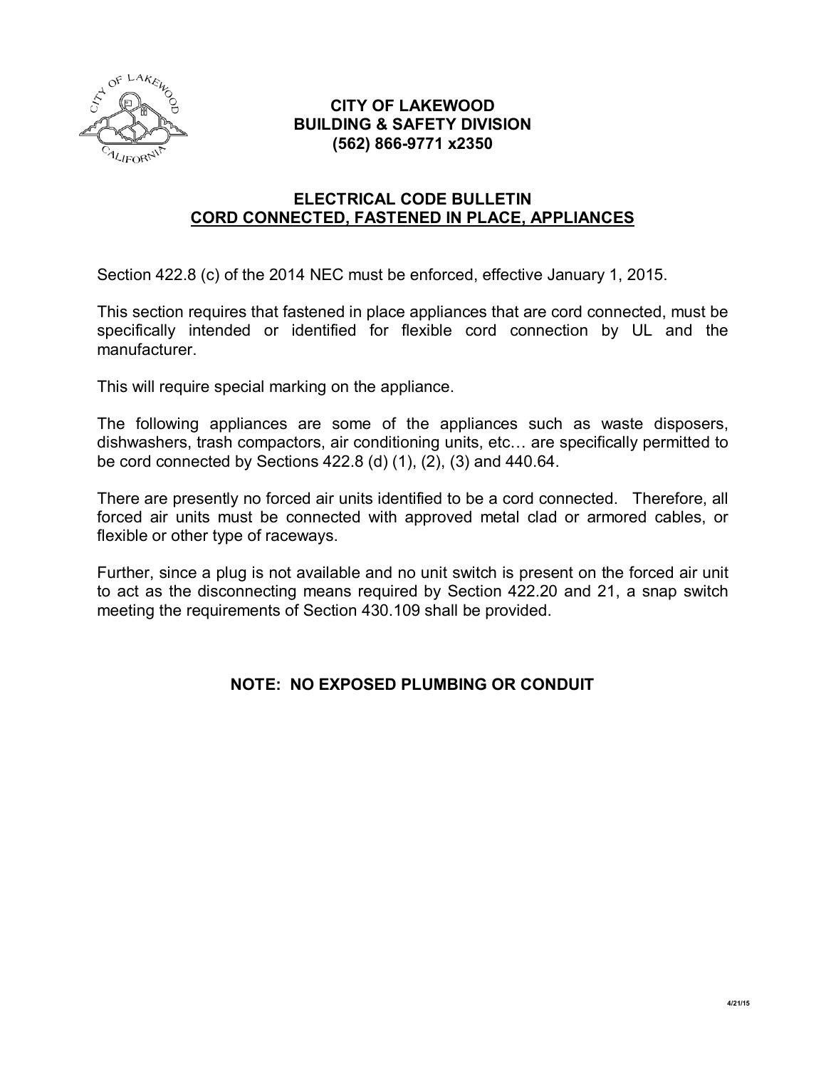**CITY OF LAKEWOOD**
**BUILDING & SAFETY DIVISION**
**(562) 866-9771 x2350**

## ELECTRICAL CODE BULLETIN
## CORD CONNECTED, FASTENED IN PLACE, APPLIANCES

Section 422.8 (c) of the 2014 NEC must be enforced, effective January 1, 2015.

This section requires that fastened in place appliances that are cord connected, must be specifically intended or identified for flexible cord connection by UL and the manufacturer.

This will require special marking on the appliance.

The following appliances are some of the appliances such as waste disposers, dishwashers, trash compactors, air conditioning units, etc… are specifically permitted to be cord connected by Sections 422.8 (d) (1), (2), (3) and 440.64.

There are presently no forced air units identified to be a cord connected. Therefore, all forced air units must be connected with approved metal clad or armored cables, or flexible or other type of raceways.

Further, since a plug is not available and no unit switch is present on the forced air unit to act as the disconnecting means required by Section 422.20 and 21, a snap switch meeting the requirements of Section 430.109 shall be provided.

**NOTE: NO EXPOSED PLUMBING OR CONDUIT**

4/21/15